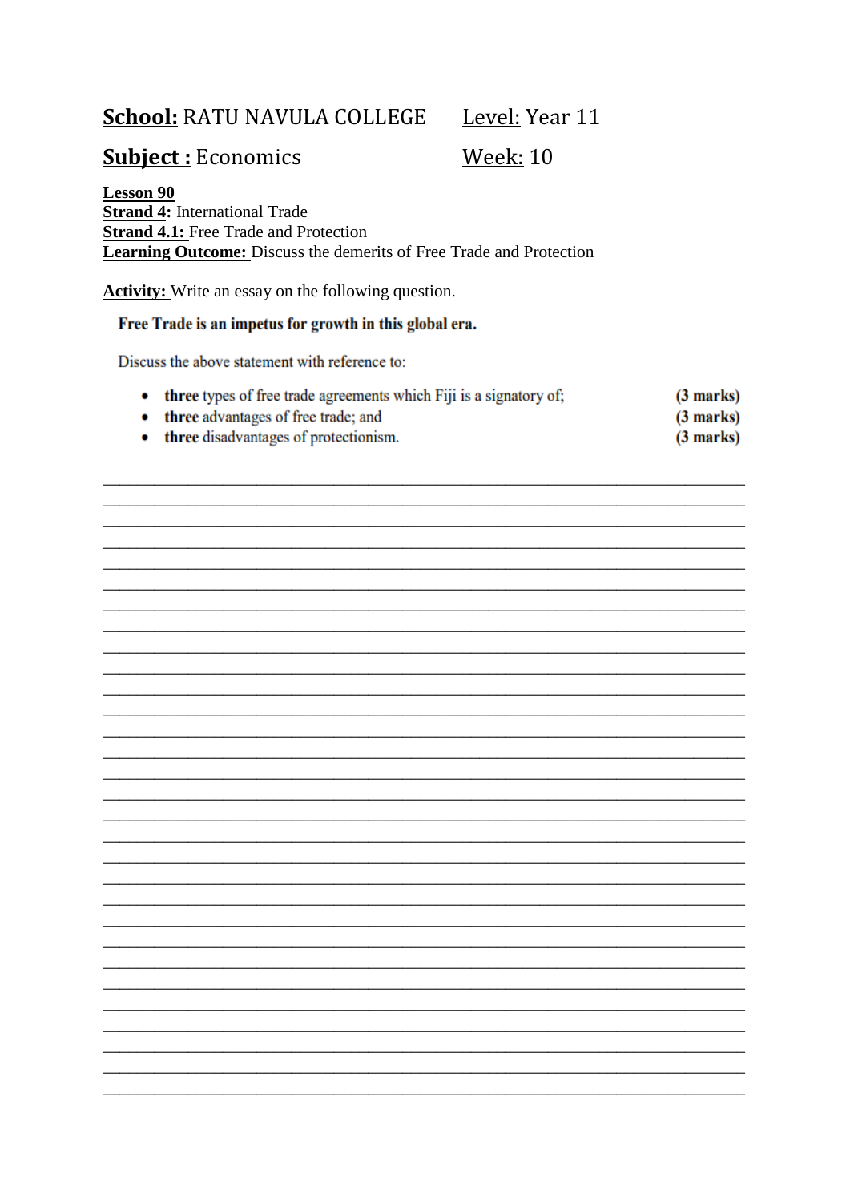**School:** RATU NAVULA COLLEGE **Level:** Year 11

**Subject :** Economics **Week:** 10

**Lesson 90**
**Strand 4:** International Trade
**Strand 4.1:** Free Trade and Protection
**Learning Outcome:** Discuss the demerits of Free Trade and Protection

**Activity:** Write an essay on the following question.

**Free Trade is an impetus for growth in this global era.**

Discuss the above statement with reference to:

- **three** types of free trade agreements which Fiji is a signatory of; **(3 marks)**
- **three** advantages of free trade; and **(3 marks)**
- **three** disadvantages of protectionism. **(3 marks)**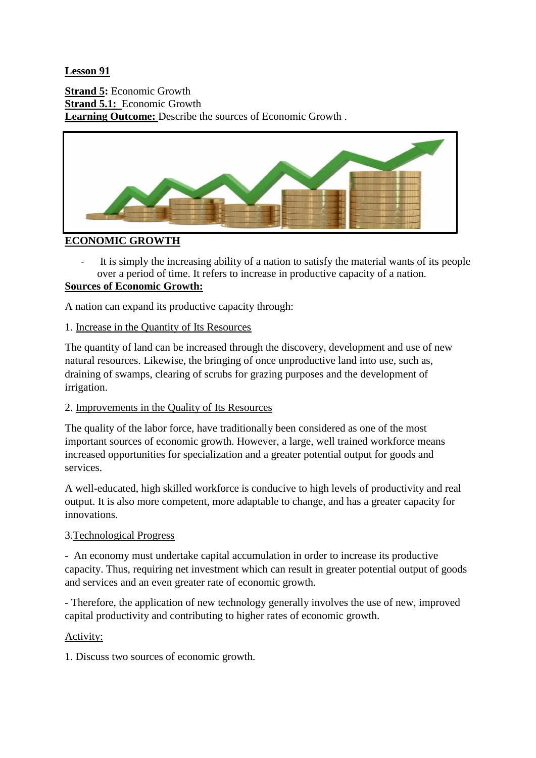**Lesson 91**

**Strand 5:** Economic Growth
**Strand 5.1:** Economic Growth
**Learning Outcome:** Describe the sources of Economic Growth .

**ECONOMIC GROWTH**

- It is simply the increasing ability of a nation to satisfy the material wants of its people over a period of time. It refers to increase in productive capacity of a nation.

**Sources of Economic Growth:**

A nation can expand its productive capacity through:

1. Increase in the Quantity of Its Resources

The quantity of land can be increased through the discovery, development and use of new natural resources. Likewise, the bringing of once unproductive land into use, such as, draining of swamps, clearing of scrubs for grazing purposes and the development of irrigation.

2. Improvements in the Quality of Its Resources

The quality of the labor force, have traditionally been considered as one of the most important sources of economic growth. However, a large, well trained workforce means increased opportunities for specialization and a greater potential output for goods and services.

A well-educated, high skilled workforce is conducive to high levels of productivity and real output. It is also more competent, more adaptable to change, and has a greater capacity for innovations.

3. Technological Progress

- An economy must undertake capital accumulation in order to increase its productive capacity. Thus, requiring net investment which can result in greater potential output of goods and services and an even greater rate of economic growth.

- Therefore, the application of new technology generally involves the use of new, improved capital productivity and contributing to higher rates of economic growth.

Activity:

1. Discuss two sources of economic growth.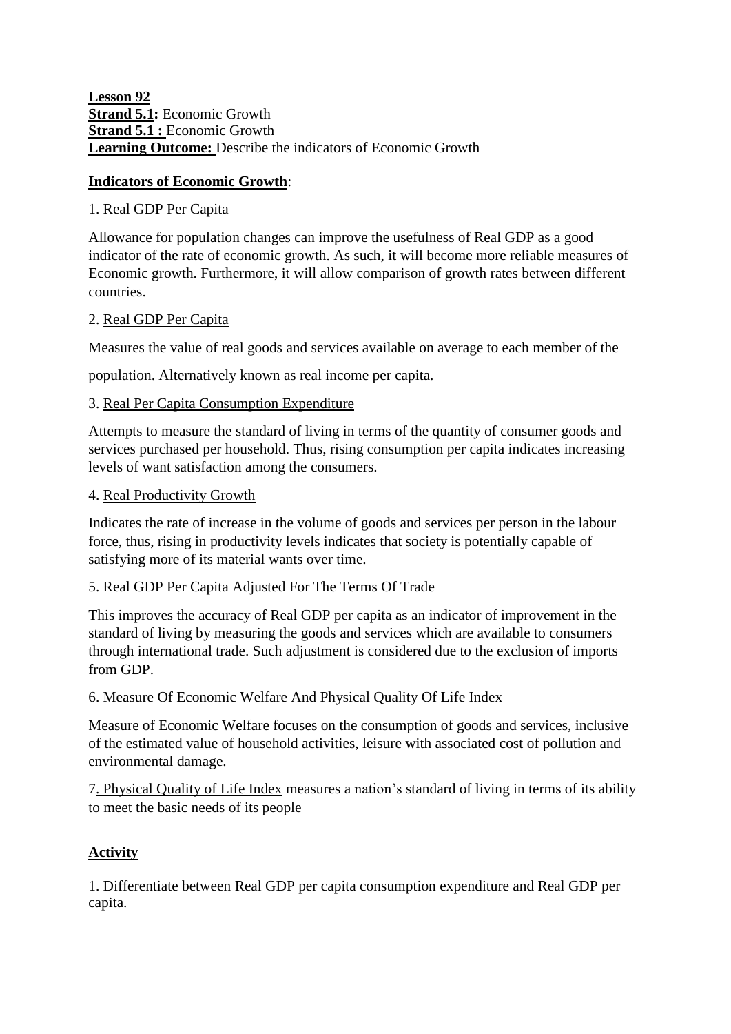**Lesson 92**
**Strand 5.1:** Economic Growth
**Strand 5.1 :** Economic Growth
**Learning Outcome:** Describe the indicators of Economic Growth

**Indicators of Economic Growth**:

1. Real GDP Per Capita

Allowance for population changes can improve the usefulness of Real GDP as a good indicator of the rate of economic growth. As such, it will become more reliable measures of Economic growth. Furthermore, it will allow comparison of growth rates between different countries.

2. Real GDP Per Capita

Measures the value of real goods and services available on average to each member of the population. Alternatively known as real income per capita.

3. Real Per Capita Consumption Expenditure

Attempts to measure the standard of living in terms of the quantity of consumer goods and services purchased per household. Thus, rising consumption per capita indicates increasing levels of want satisfaction among the consumers.

4. Real Productivity Growth

Indicates the rate of increase in the volume of goods and services per person in the labour force, thus, rising in productivity levels indicates that society is potentially capable of satisfying more of its material wants over time.

5. Real GDP Per Capita Adjusted For The Terms Of Trade

This improves the accuracy of Real GDP per capita as an indicator of improvement in the standard of living by measuring the goods and services which are available to consumers through international trade. Such adjustment is considered due to the exclusion of imports from GDP.

6. Measure Of Economic Welfare And Physical Quality Of Life Index

Measure of Economic Welfare focuses on the consumption of goods and services, inclusive of the estimated value of household activities, leisure with associated cost of pollution and environmental damage.

7. Physical Quality of Life Index measures a nation's standard of living in terms of its ability to meet the basic needs of its people

**Activity**

1. Differentiate between Real GDP per capita consumption expenditure and Real GDP per capita.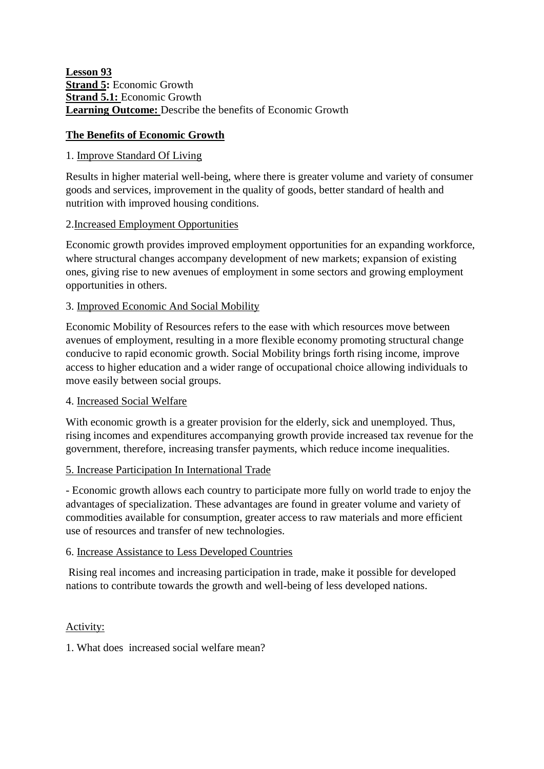**Lesson 93**
**Strand 5:** Economic Growth
**Strand 5.1:** Economic Growth
**Learning Outcome:** Describe the benefits of Economic Growth

## The Benefits of Economic Growth

1. Improve Standard Of Living

Results in higher material well-being, where there is greater volume and variety of consumer goods and services, improvement in the quality of goods, better standard of health and nutrition with improved housing conditions.

2.Increased Employment Opportunities

Economic growth provides improved employment opportunities for an expanding workforce, where structural changes accompany development of new markets; expansion of existing ones, giving rise to new avenues of employment in some sectors and growing employment opportunities in others.

3. Improved Economic And Social Mobility

Economic Mobility of Resources refers to the ease with which resources move between avenues of employment, resulting in a more flexible economy promoting structural change conducive to rapid economic growth. Social Mobility brings forth rising income, improve access to higher education and a wider range of occupational choice allowing individuals to move easily between social groups.

4. Increased Social Welfare

With economic growth is a greater provision for the elderly, sick and unemployed. Thus, rising incomes and expenditures accompanying growth provide increased tax revenue for the government, therefore, increasing transfer payments, which reduce income inequalities.

5. Increase Participation In International Trade

- Economic growth allows each country to participate more fully on world trade to enjoy the advantages of specialization. These advantages are found in greater volume and variety of commodities available for consumption, greater access to raw materials and more efficient use of resources and transfer of new technologies.

6. Increase Assistance to Less Developed Countries

Rising real incomes and increasing participation in trade, make it possible for developed nations to contribute towards the growth and well-being of less developed nations.

Activity:

1. What does increased social welfare mean?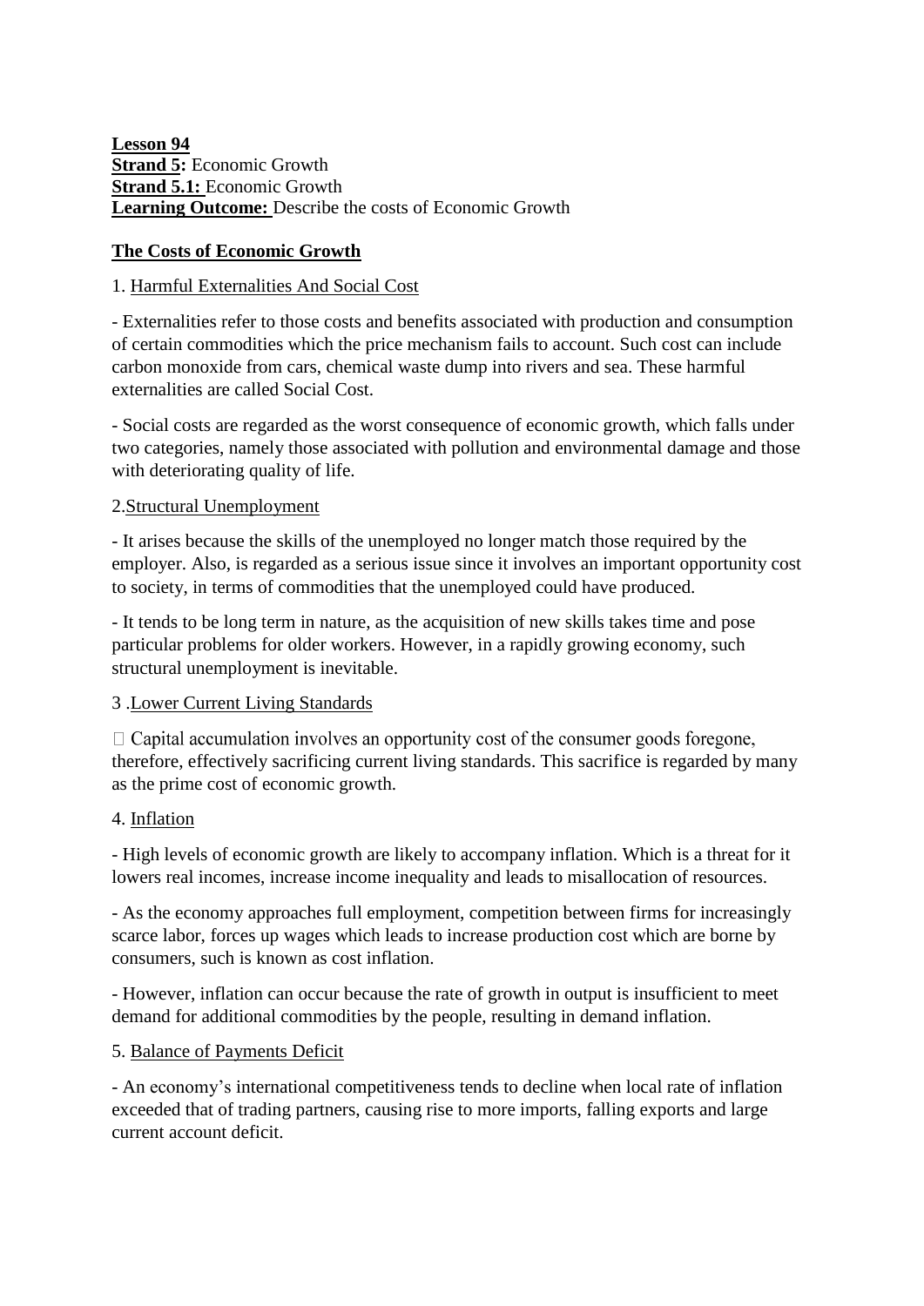**Lesson 94**
**Strand 5:** Economic Growth
**Strand 5.1:** Economic Growth
**Learning Outcome:** Describe the costs of Economic Growth

**The Costs of Economic Growth**

1. Harmful Externalities And Social Cost

- Externalities refer to those costs and benefits associated with production and consumption of certain commodities which the price mechanism fails to account. Such cost can include carbon monoxide from cars, chemical waste dump into rivers and sea. These harmful externalities are called Social Cost.

- Social costs are regarded as the worst consequence of economic growth, which falls under two categories, namely those associated with pollution and environmental damage and those with deteriorating quality of life.

2.Structural Unemployment

- It arises because the skills of the unemployed no longer match those required by the employer. Also, is regarded as a serious issue since it involves an important opportunity cost to society, in terms of commodities that the unemployed could have produced.

- It tends to be long term in nature, as the acquisition of new skills takes time and pose particular problems for older workers. However, in a rapidly growing economy, such structural unemployment is inevitable.

3 .Lower Current Living Standards

- Capital accumulation involves an opportunity cost of the consumer goods foregone, therefore, effectively sacrificing current living standards. This sacrifice is regarded by many as the prime cost of economic growth.

4. Inflation

- High levels of economic growth are likely to accompany inflation. Which is a threat for it lowers real incomes, increase income inequality and leads to misallocation of resources.

- As the economy approaches full employment, competition between firms for increasingly scarce labor, forces up wages which leads to increase production cost which are borne by consumers, such is known as cost inflation.

- However, inflation can occur because the rate of growth in output is insufficient to meet demand for additional commodities by the people, resulting in demand inflation.

5. Balance of Payments Deficit

- An economy's international competitiveness tends to decline when local rate of inflation exceeded that of trading partners, causing rise to more imports, falling exports and large current account deficit.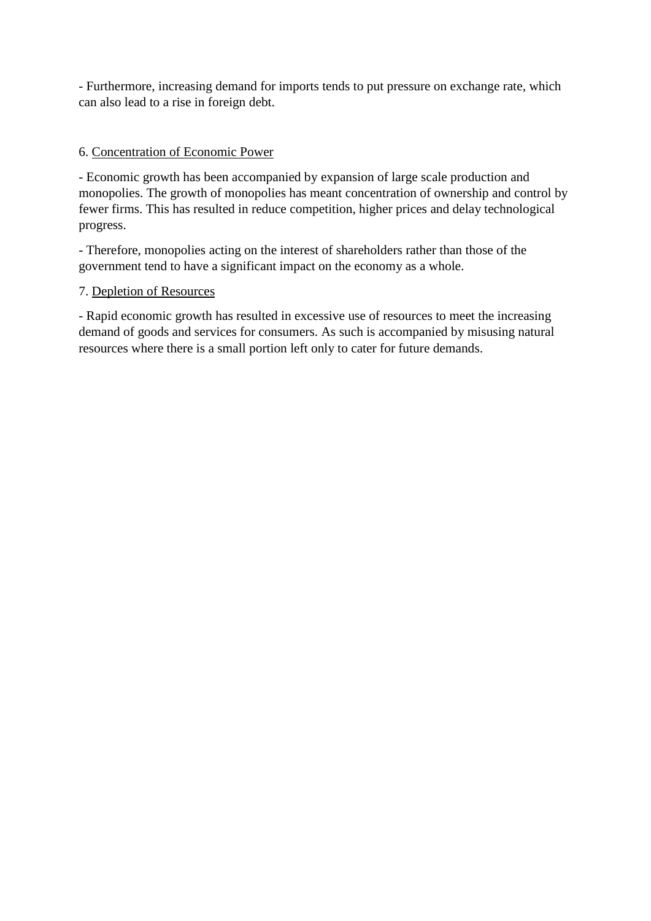- Furthermore, increasing demand for imports tends to put pressure on exchange rate, which can also lead to a rise in foreign debt.

6. <u>Concentration of Economic Power</u>

- Economic growth has been accompanied by expansion of large scale production and monopolies. The growth of monopolies has meant concentration of ownership and control by fewer firms. This has resulted in reduce competition, higher prices and delay technological progress.

- Therefore, monopolies acting on the interest of shareholders rather than those of the government tend to have a significant impact on the economy as a whole.

7. <u>Depletion of Resources</u>

- Rapid economic growth has resulted in excessive use of resources to meet the increasing demand of goods and services for consumers. As such is accompanied by misusing natural resources where there is a small portion left only to cater for future demands.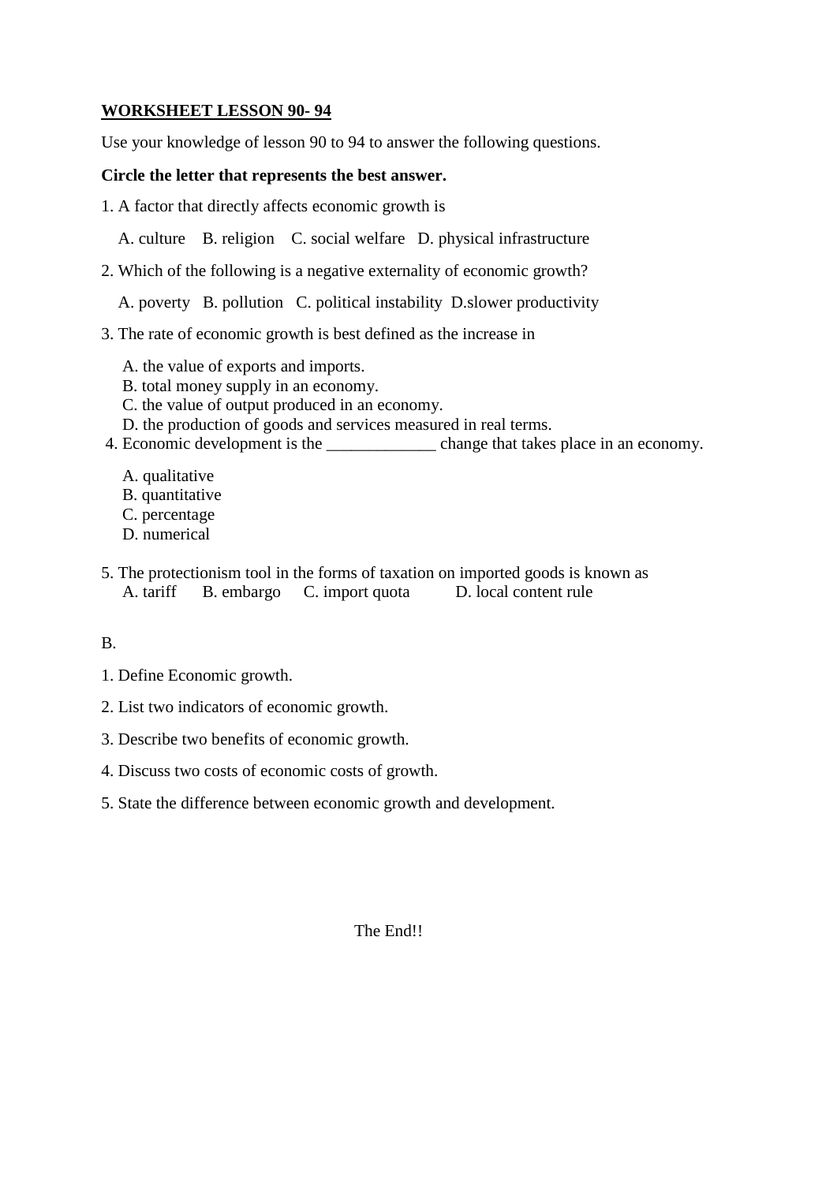## WORKSHEET LESSON 90- 94

Use your knowledge of lesson 90 to 94 to answer the following questions.

**Circle the letter that represents the best answer.**

1. A factor that directly affects economic growth is

   A. culture   B. religion   C. social welfare   D. physical infrastructure

2. Which of the following is a negative externality of economic growth?

   A. poverty   B. pollution   C. political instability   D.slower productivity

3. The rate of economic growth is best defined as the increase in

   A. the value of exports and imports.
   B. total money supply in an economy.
   C. the value of output produced in an economy.
   D. the production of goods and services measured in real terms.

4. Economic development is the _____________ change that takes place in an economy.

   A. qualitative
   B. quantitative
   C. percentage
   D. numerical

5. The protectionism tool in the forms of taxation on imported goods is known as
   A. tariff   B. embargo   C. import quota   D. local content rule

B.

1. Define Economic growth.
2. List two indicators of economic growth.
3. Describe two benefits of economic growth.
4. Discuss two costs of economic costs of growth.
5. State the difference between economic growth and development.

The End!!